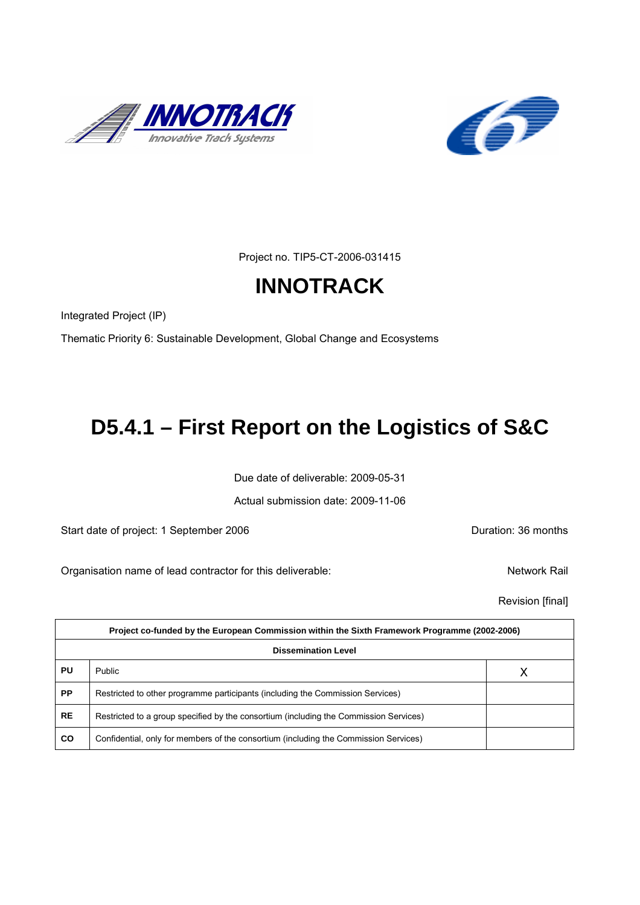Project no. TIP5-CT-2006-031415

# INNOTRACK

Integrated Project (IP)

Thematic Priority 6: Sustainable Development, Global Change and Ecosystems

# D5.4.1 – First Report on the Logistics of S&C

Due date of deliverable: 2009-05-31

Actual submission date: 2009-11-06

Start date of project: 1 September 2006 Duration: 36 months

Organisation name of lead contractor for this deliverable: Network Rail

Revision [final]

| Project co-funded by the European Commission within the Sixth Framework Programme (2002-2006) | | |
|---|---|---|
| **Dissemination Level** | | |
| **PU** | Public | X |
| **PP** | Restricted to other programme participants (including the Commission Services) | |
| **RE** | Restricted to a group specified by the consortium (including the Commission Services) | |
| **CO** | Confidential, only for members of the consortium (including the Commission Services) | |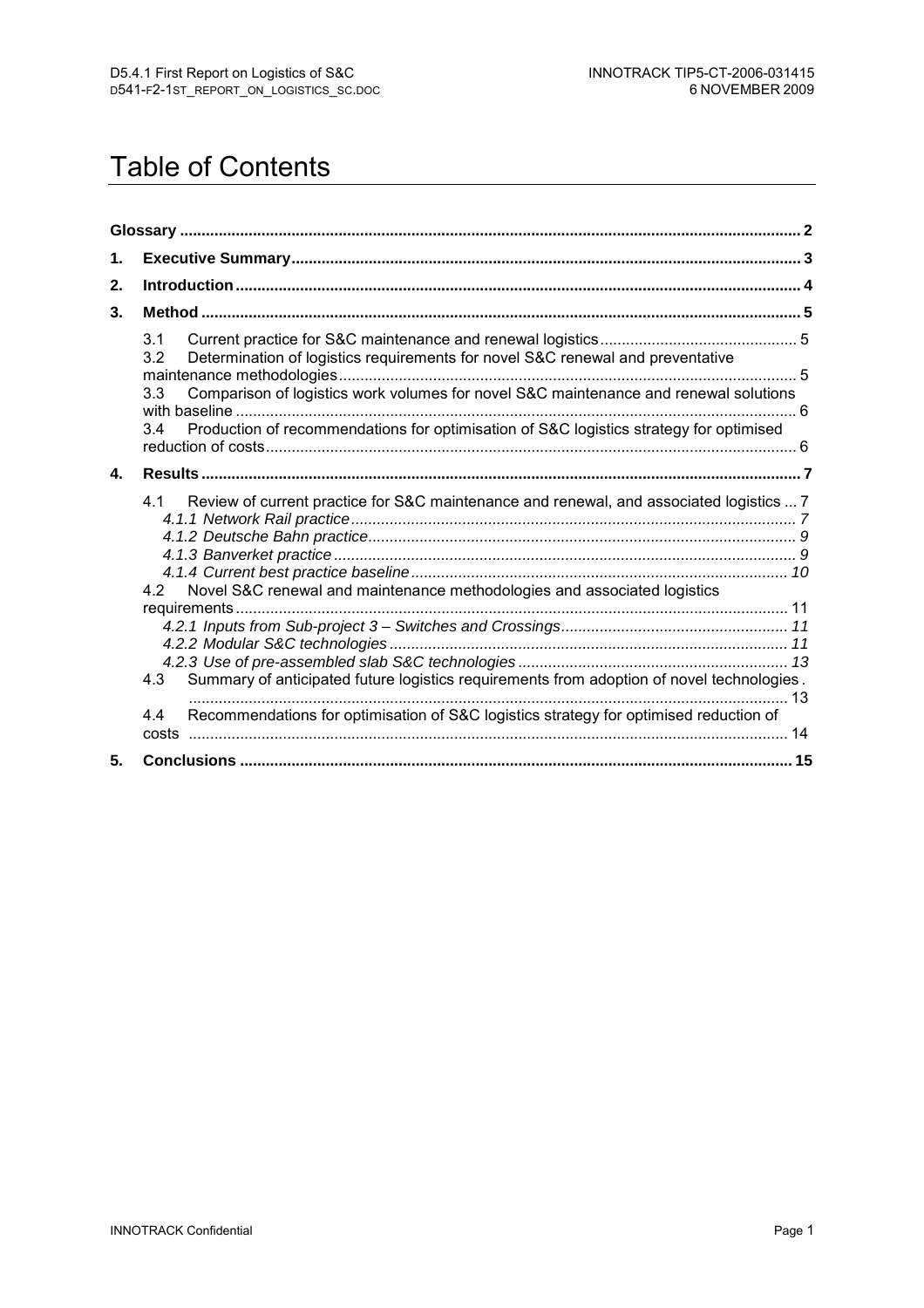# Table of Contents

**Glossary** ............................................................................................................................................ **2**

**1. Executive Summary** ................................................................................................................... **3**

**2. Introduction** ................................................................................................................................ **4**

**3. Method** ........................................................................................................................................ **5**

- 3.1 Current practice for S&C maintenance and renewal logistics ............................................. 5
- 3.2 Determination of logistics requirements for novel S&C renewal and preventative maintenance methodologies ......................................................................................................... 5
- 3.3 Comparison of logistics work volumes for novel S&C maintenance and renewal solutions with baseline ................................................................................................................................. 6
- 3.4 Production of recommendations for optimisation of S&C logistics strategy for optimised reduction of costs .......................................................................................................................... 6

**4. Results** ........................................................................................................................................ **7**

- 4.1 Review of current practice for S&C maintenance and renewal, and associated logistics ... 7
  - *4.1.1 Network Rail practice* ....................................................................................................... *7*
  - *4.1.2 Deutsche Bahn practice* .................................................................................................. *9*
  - *4.1.3 Banverket practice* .......................................................................................................... *9*
  - *4.1.4 Current best practice baseline* ...................................................................................... *10*
- 4.2 Novel S&C renewal and maintenance methodologies and associated logistics requirements ............................................................................................................................... 11
  - *4.2.1 Inputs from Sub-project 3 – Switches and Crossings* .................................................... *11*
  - *4.2.2 Modular S&C technologies* ........................................................................................... *11*
  - *4.2.3 Use of pre-assembled slab S&C technologies* .............................................................. *13*
- 4.3 Summary of anticipated future logistics requirements from adoption of novel technologies . .................................................................................................................................................. 13
- 4.4 Recommendations for optimisation of S&C logistics strategy for optimised reduction of costs ......................................................................................................................................... 14

**5. Conclusions** .............................................................................................................................. **15**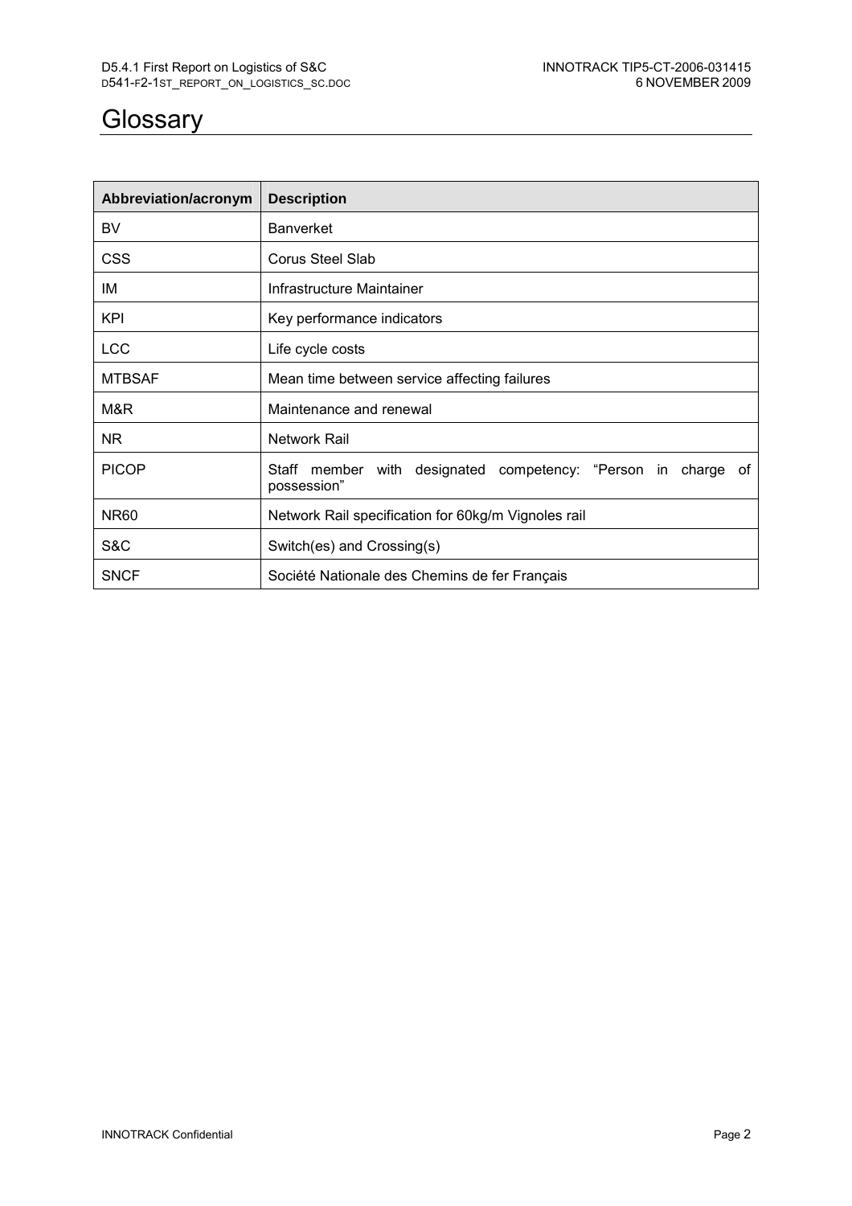# Glossary

| Abbreviation/acronym | Description |
|---|---|
| BV | Banverket |
| CSS | Corus Steel Slab |
| IM | Infrastructure Maintainer |
| KPI | Key performance indicators |
| LCC | Life cycle costs |
| MTBSAF | Mean time between service affecting failures |
| M&R | Maintenance and renewal |
| NR | Network Rail |
| PICOP | Staff member with designated competency: "Person in charge of possession" |
| NR60 | Network Rail specification for 60kg/m Vignoles rail |
| S&C | Switch(es) and Crossing(s) |
| SNCF | Société Nationale des Chemins de fer Français |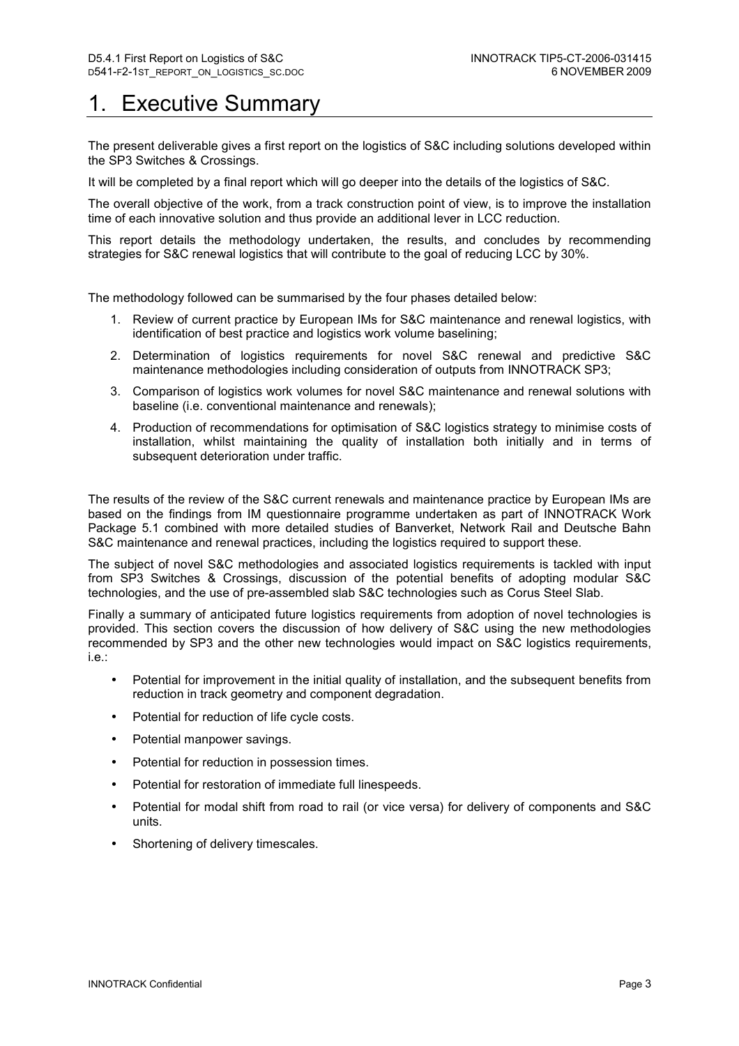# 1. Executive Summary

The present deliverable gives a first report on the logistics of S&C including solutions developed within the SP3 Switches & Crossings.

It will be completed by a final report which will go deeper into the details of the logistics of S&C.

The overall objective of the work, from a track construction point of view, is to improve the installation time of each innovative solution and thus provide an additional lever in LCC reduction.

This report details the methodology undertaken, the results, and concludes by recommending strategies for S&C renewal logistics that will contribute to the goal of reducing LCC by 30%.

The methodology followed can be summarised by the four phases detailed below:

1. Review of current practice by European IMs for S&C maintenance and renewal logistics, with identification of best practice and logistics work volume baselining;
2. Determination of logistics requirements for novel S&C renewal and predictive S&C maintenance methodologies including consideration of outputs from INNOTRACK SP3;
3. Comparison of logistics work volumes for novel S&C maintenance and renewal solutions with baseline (i.e. conventional maintenance and renewals);
4. Production of recommendations for optimisation of S&C logistics strategy to minimise costs of installation, whilst maintaining the quality of installation both initially and in terms of subsequent deterioration under traffic.

The results of the review of the S&C current renewals and maintenance practice by European IMs are based on the findings from IM questionnaire programme undertaken as part of INNOTRACK Work Package 5.1 combined with more detailed studies of Banverket, Network Rail and Deutsche Bahn S&C maintenance and renewal practices, including the logistics required to support these.

The subject of novel S&C methodologies and associated logistics requirements is tackled with input from SP3 Switches & Crossings, discussion of the potential benefits of adopting modular S&C technologies, and the use of pre-assembled slab S&C technologies such as Corus Steel Slab.

Finally a summary of anticipated future logistics requirements from adoption of novel technologies is provided. This section covers the discussion of how delivery of S&C using the new methodologies recommended by SP3 and the other new technologies would impact on S&C logistics requirements, i.e.:

- Potential for improvement in the initial quality of installation, and the subsequent benefits from reduction in track geometry and component degradation.
- Potential for reduction of life cycle costs.
- Potential manpower savings.
- Potential for reduction in possession times.
- Potential for restoration of immediate full linespeeds.
- Potential for modal shift from road to rail (or vice versa) for delivery of components and S&C units.
- Shortening of delivery timescales.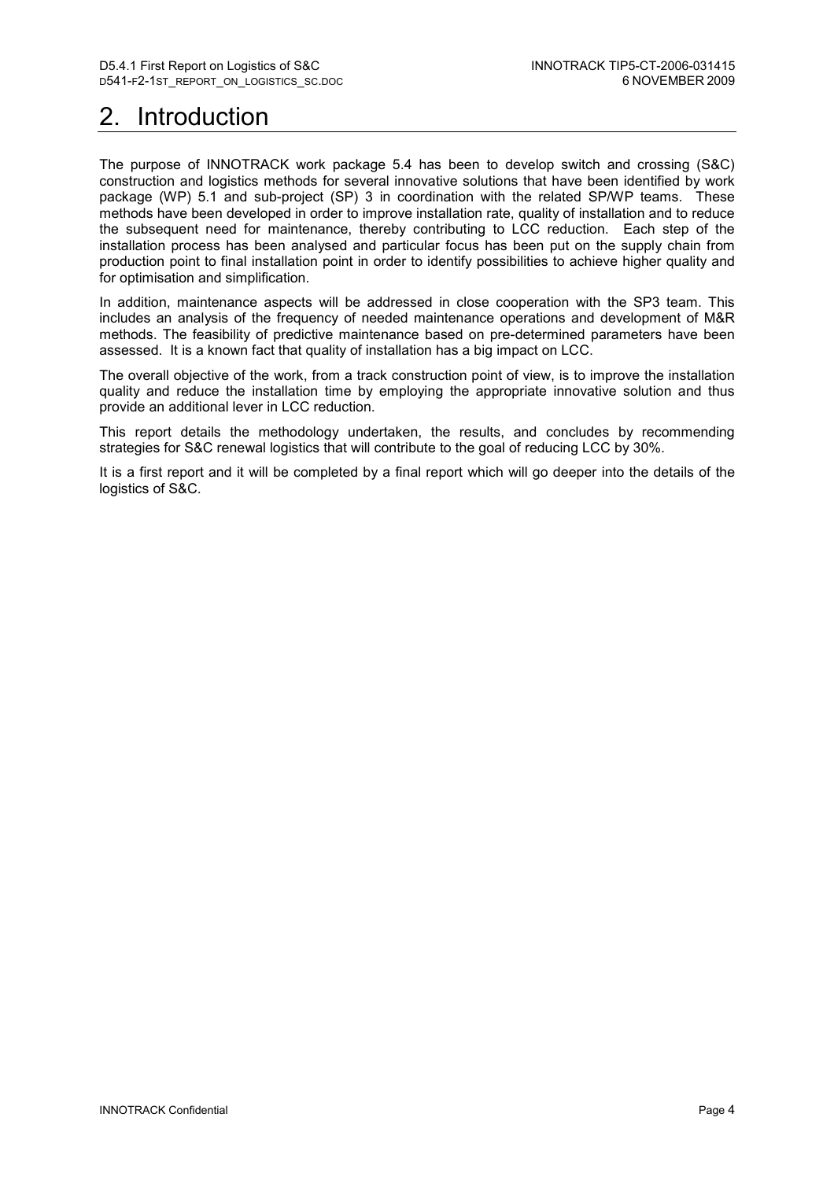# 2. Introduction

The purpose of INNOTRACK work package 5.4 has been to develop switch and crossing (S&C) construction and logistics methods for several innovative solutions that have been identified by work package (WP) 5.1 and sub-project (SP) 3 in coordination with the related SP/WP teams. These methods have been developed in order to improve installation rate, quality of installation and to reduce the subsequent need for maintenance, thereby contributing to LCC reduction. Each step of the installation process has been analysed and particular focus has been put on the supply chain from production point to final installation point in order to identify possibilities to achieve higher quality and for optimisation and simplification.

In addition, maintenance aspects will be addressed in close cooperation with the SP3 team. This includes an analysis of the frequency of needed maintenance operations and development of M&R methods. The feasibility of predictive maintenance based on pre-determined parameters have been assessed. It is a known fact that quality of installation has a big impact on LCC.

The overall objective of the work, from a track construction point of view, is to improve the installation quality and reduce the installation time by employing the appropriate innovative solution and thus provide an additional lever in LCC reduction.

This report details the methodology undertaken, the results, and concludes by recommending strategies for S&C renewal logistics that will contribute to the goal of reducing LCC by 30%.

It is a first report and it will be completed by a final report which will go deeper into the details of the logistics of S&C.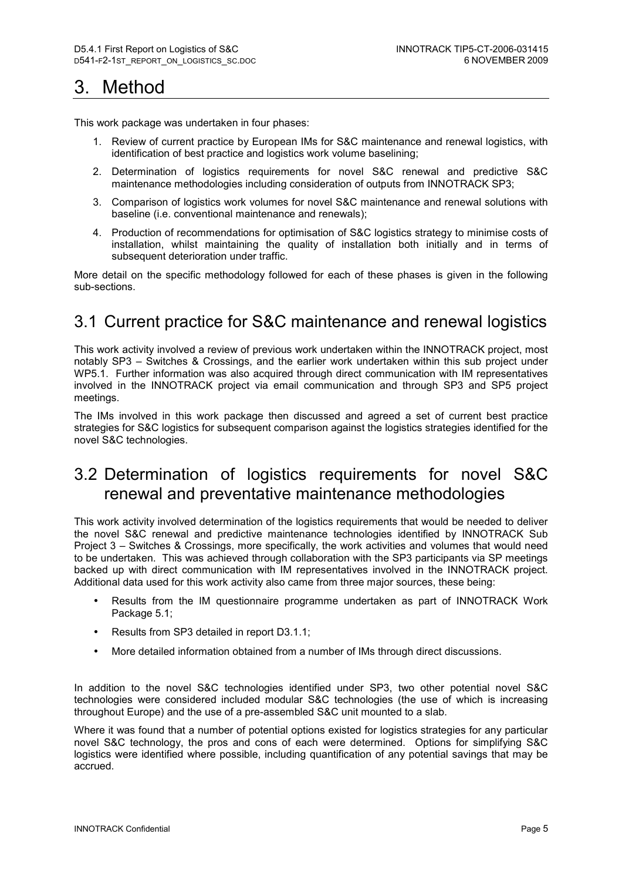# 3. Method

This work package was undertaken in four phases:

1. Review of current practice by European IMs for S&C maintenance and renewal logistics, with identification of best practice and logistics work volume baselining;
2. Determination of logistics requirements for novel S&C renewal and predictive S&C maintenance methodologies including consideration of outputs from INNOTRACK SP3;
3. Comparison of logistics work volumes for novel S&C maintenance and renewal solutions with baseline (i.e. conventional maintenance and renewals);
4. Production of recommendations for optimisation of S&C logistics strategy to minimise costs of installation, whilst maintaining the quality of installation both initially and in terms of subsequent deterioration under traffic.

More detail on the specific methodology followed for each of these phases is given in the following sub-sections.

## 3.1 Current practice for S&C maintenance and renewal logistics

This work activity involved a review of previous work undertaken within the INNOTRACK project, most notably SP3 – Switches & Crossings, and the earlier work undertaken within this sub project under WP5.1. Further information was also acquired through direct communication with IM representatives involved in the INNOTRACK project via email communication and through SP3 and SP5 project meetings.

The IMs involved in this work package then discussed and agreed a set of current best practice strategies for S&C logistics for subsequent comparison against the logistics strategies identified for the novel S&C technologies.

## 3.2 Determination of logistics requirements for novel S&C renewal and preventative maintenance methodologies

This work activity involved determination of the logistics requirements that would be needed to deliver the novel S&C renewal and predictive maintenance technologies identified by INNOTRACK Sub Project 3 – Switches & Crossings, more specifically, the work activities and volumes that would need to be undertaken. This was achieved through collaboration with the SP3 participants via SP meetings backed up with direct communication with IM representatives involved in the INNOTRACK project. Additional data used for this work activity also came from three major sources, these being:

- Results from the IM questionnaire programme undertaken as part of INNOTRACK Work Package 5.1;
- Results from SP3 detailed in report D3.1.1;
- More detailed information obtained from a number of IMs through direct discussions.

In addition to the novel S&C technologies identified under SP3, two other potential novel S&C technologies were considered included modular S&C technologies (the use of which is increasing throughout Europe) and the use of a pre-assembled S&C unit mounted to a slab.

Where it was found that a number of potential options existed for logistics strategies for any particular novel S&C technology, the pros and cons of each were determined. Options for simplifying S&C logistics were identified where possible, including quantification of any potential savings that may be accrued.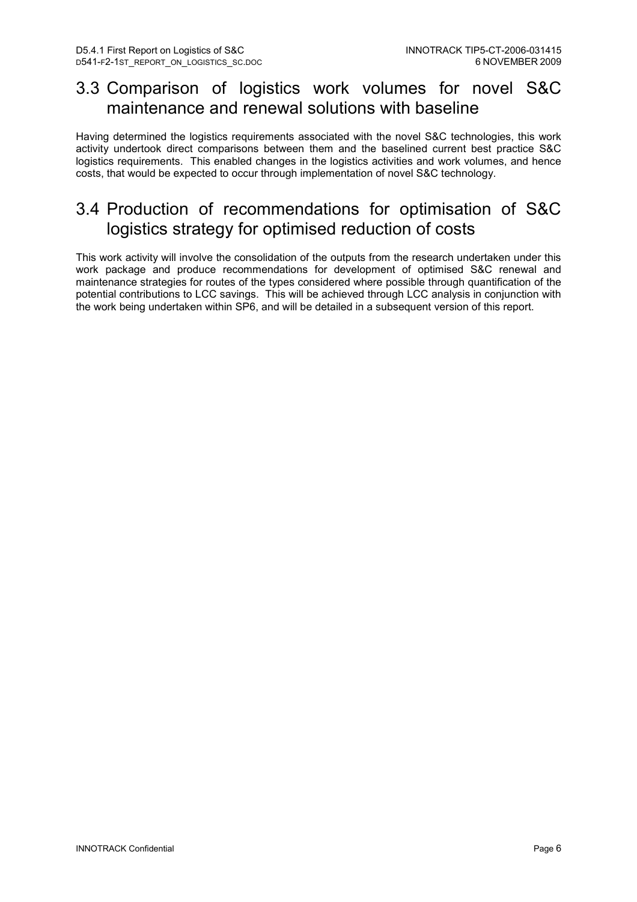## 3.3 Comparison of logistics work volumes for novel S&C maintenance and renewal solutions with baseline

Having determined the logistics requirements associated with the novel S&C technologies, this work activity undertook direct comparisons between them and the baselined current best practice S&C logistics requirements. This enabled changes in the logistics activities and work volumes, and hence costs, that would be expected to occur through implementation of novel S&C technology.

## 3.4 Production of recommendations for optimisation of S&C logistics strategy for optimised reduction of costs

This work activity will involve the consolidation of the outputs from the research undertaken under this work package and produce recommendations for development of optimised S&C renewal and maintenance strategies for routes of the types considered where possible through quantification of the potential contributions to LCC savings. This will be achieved through LCC analysis in conjunction with the work being undertaken within SP6, and will be detailed in a subsequent version of this report.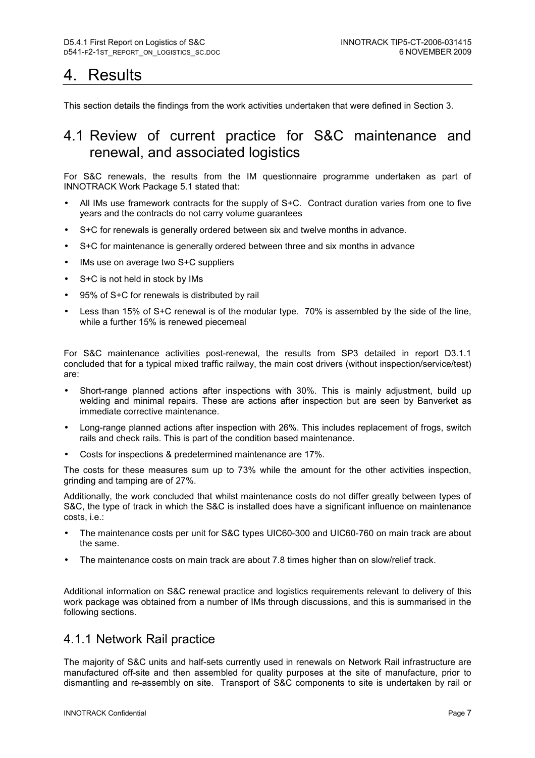# 4. Results

This section details the findings from the work activities undertaken that were defined in Section 3.

## 4.1 Review of current practice for S&C maintenance and renewal, and associated logistics

For S&C renewals, the results from the IM questionnaire programme undertaken as part of INNOTRACK Work Package 5.1 stated that:

- All IMs use framework contracts for the supply of S+C. Contract duration varies from one to five years and the contracts do not carry volume guarantees
- S+C for renewals is generally ordered between six and twelve months in advance.
- S+C for maintenance is generally ordered between three and six months in advance
- IMs use on average two S+C suppliers
- S+C is not held in stock by IMs
- 95% of S+C for renewals is distributed by rail
- Less than 15% of S+C renewal is of the modular type. 70% is assembled by the side of the line, while a further 15% is renewed piecemeal

For S&C maintenance activities post-renewal, the results from SP3 detailed in report D3.1.1 concluded that for a typical mixed traffic railway, the main cost drivers (without inspection/service/test) are:

- Short-range planned actions after inspections with 30%. This is mainly adjustment, build up welding and minimal repairs. These are actions after inspection but are seen by Banverket as immediate corrective maintenance.
- Long-range planned actions after inspection with 26%. This includes replacement of frogs, switch rails and check rails. This is part of the condition based maintenance.
- Costs for inspections & predetermined maintenance are 17%.

The costs for these measures sum up to 73% while the amount for the other activities inspection, grinding and tamping are of 27%.

Additionally, the work concluded that whilst maintenance costs do not differ greatly between types of S&C, the type of track in which the S&C is installed does have a significant influence on maintenance costs, i.e.:

- The maintenance costs per unit for S&C types UIC60-300 and UIC60-760 on main track are about the same.
- The maintenance costs on main track are about 7.8 times higher than on slow/relief track.

Additional information on S&C renewal practice and logistics requirements relevant to delivery of this work package was obtained from a number of IMs through discussions, and this is summarised in the following sections.

### 4.1.1 Network Rail practice

The majority of S&C units and half-sets currently used in renewals on Network Rail infrastructure are manufactured off-site and then assembled for quality purposes at the site of manufacture, prior to dismantling and re-assembly on site. Transport of S&C components to site is undertaken by rail or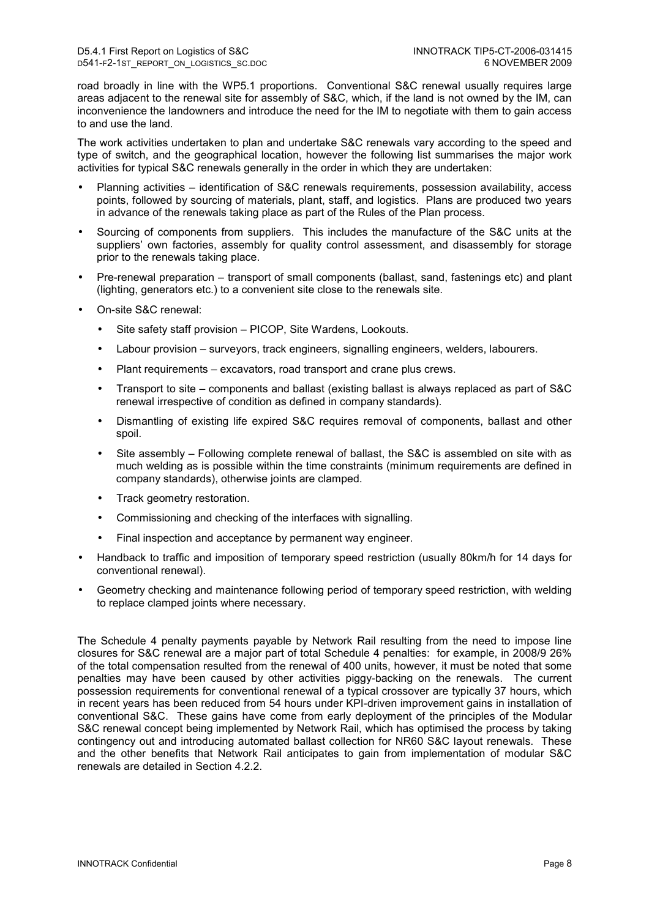road broadly in line with the WP5.1 proportions. Conventional S&C renewal usually requires large areas adjacent to the renewal site for assembly of S&C, which, if the land is not owned by the IM, can inconvenience the landowners and introduce the need for the IM to negotiate with them to gain access to and use the land.

The work activities undertaken to plan and undertake S&C renewals vary according to the speed and type of switch, and the geographical location, however the following list summarises the major work activities for typical S&C renewals generally in the order in which they are undertaken:

- Planning activities – identification of S&C renewals requirements, possession availability, access points, followed by sourcing of materials, plant, staff, and logistics. Plans are produced two years in advance of the renewals taking place as part of the Rules of the Plan process.
- Sourcing of components from suppliers. This includes the manufacture of the S&C units at the suppliers' own factories, assembly for quality control assessment, and disassembly for storage prior to the renewals taking place.
- Pre-renewal preparation – transport of small components (ballast, sand, fastenings etc) and plant (lighting, generators etc.) to a convenient site close to the renewals site.
- On-site S&C renewal:
  - Site safety staff provision – PICOP, Site Wardens, Lookouts.
  - Labour provision – surveyors, track engineers, signalling engineers, welders, labourers.
  - Plant requirements – excavators, road transport and crane plus crews.
  - Transport to site – components and ballast (existing ballast is always replaced as part of S&C renewal irrespective of condition as defined in company standards).
  - Dismantling of existing life expired S&C requires removal of components, ballast and other spoil.
  - Site assembly – Following complete renewal of ballast, the S&C is assembled on site with as much welding as is possible within the time constraints (minimum requirements are defined in company standards), otherwise joints are clamped.
  - Track geometry restoration.
  - Commissioning and checking of the interfaces with signalling.
  - Final inspection and acceptance by permanent way engineer.
- Handback to traffic and imposition of temporary speed restriction (usually 80km/h for 14 days for conventional renewal).
- Geometry checking and maintenance following period of temporary speed restriction, with welding to replace clamped joints where necessary.

The Schedule 4 penalty payments payable by Network Rail resulting from the need to impose line closures for S&C renewal are a major part of total Schedule 4 penalties: for example, in 2008/9 26% of the total compensation resulted from the renewal of 400 units, however, it must be noted that some penalties may have been caused by other activities piggy-backing on the renewals. The current possession requirements for conventional renewal of a typical crossover are typically 37 hours, which in recent years has been reduced from 54 hours under KPI-driven improvement gains in installation of conventional S&C. These gains have come from early deployment of the principles of the Modular S&C renewal concept being implemented by Network Rail, which has optimised the process by taking contingency out and introducing automated ballast collection for NR60 S&C layout renewals. These and the other benefits that Network Rail anticipates to gain from implementation of modular S&C renewals are detailed in Section 4.2.2.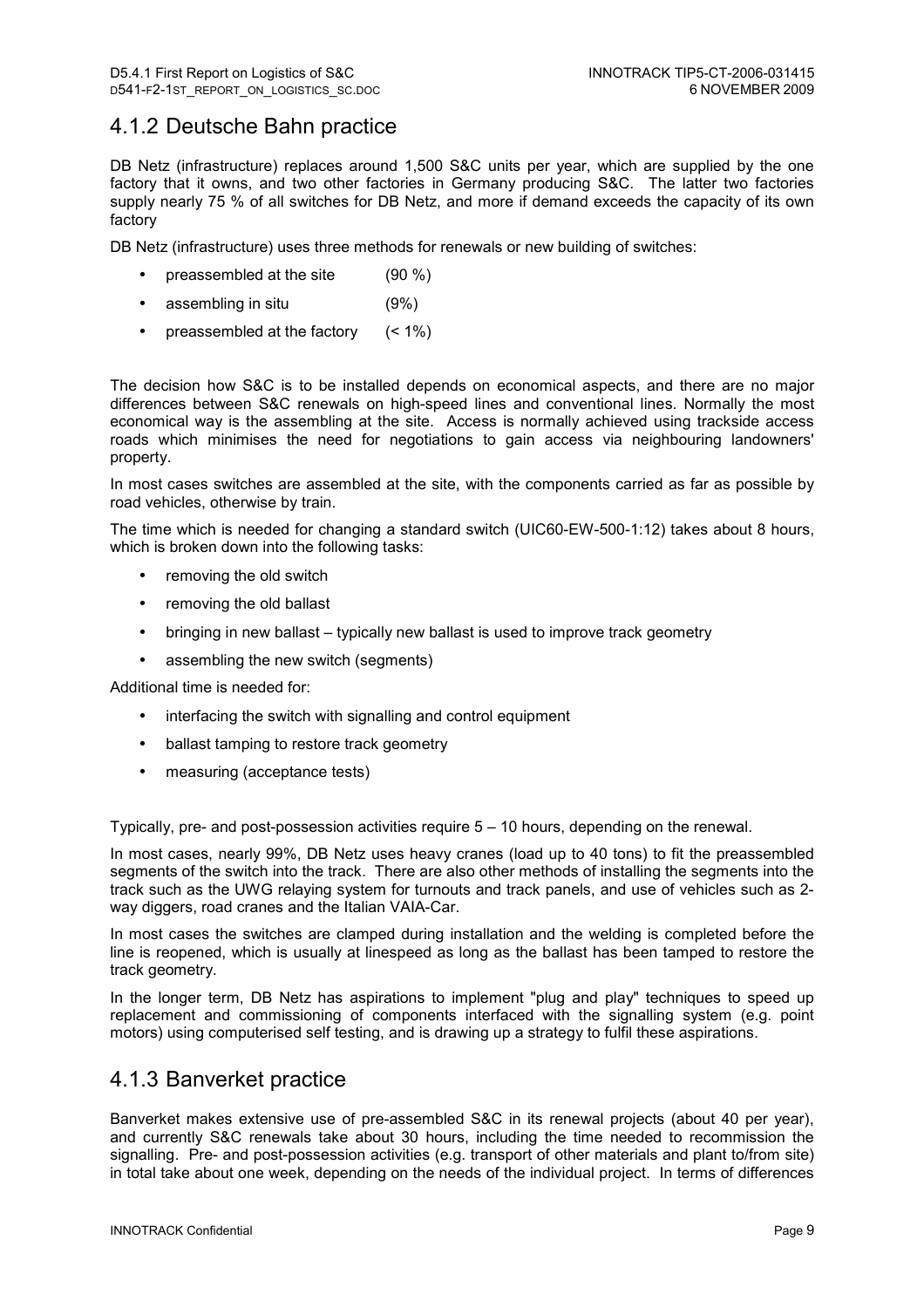## 4.1.2 Deutsche Bahn practice

DB Netz (infrastructure) replaces around 1,500 S&C units per year, which are supplied by the one factory that it owns, and two other factories in Germany producing S&C. The latter two factories supply nearly 75 % of all switches for DB Netz, and more if demand exceeds the capacity of its own factory

DB Netz (infrastructure) uses three methods for renewals or new building of switches:

- preassembled at the site (90 %)
- assembling in situ (9%)
- preassembled at the factory (< 1%)

The decision how S&C is to be installed depends on economical aspects, and there are no major differences between S&C renewals on high-speed lines and conventional lines. Normally the most economical way is the assembling at the site. Access is normally achieved using trackside access roads which minimises the need for negotiations to gain access via neighbouring landowners' property.

In most cases switches are assembled at the site, with the components carried as far as possible by road vehicles, otherwise by train.

The time which is needed for changing a standard switch (UIC60-EW-500-1:12) takes about 8 hours, which is broken down into the following tasks:

- removing the old switch
- removing the old ballast
- bringing in new ballast – typically new ballast is used to improve track geometry
- assembling the new switch (segments)

Additional time is needed for:

- interfacing the switch with signalling and control equipment
- ballast tamping to restore track geometry
- measuring (acceptance tests)

Typically, pre- and post-possession activities require 5 – 10 hours, depending on the renewal.

In most cases, nearly 99%, DB Netz uses heavy cranes (load up to 40 tons) to fit the preassembled segments of the switch into the track. There are also other methods of installing the segments into the track such as the UWG relaying system for turnouts and track panels, and use of vehicles such as 2-way diggers, road cranes and the Italian VAIA-Car.

In most cases the switches are clamped during installation and the welding is completed before the line is reopened, which is usually at linespeed as long as the ballast has been tamped to restore the track geometry.

In the longer term, DB Netz has aspirations to implement "plug and play" techniques to speed up replacement and commissioning of components interfaced with the signalling system (e.g. point motors) using computerised self testing, and is drawing up a strategy to fulfil these aspirations.

## 4.1.3 Banverket practice

Banverket makes extensive use of pre-assembled S&C in its renewal projects (about 40 per year), and currently S&C renewals take about 30 hours, including the time needed to recommission the signalling. Pre- and post-possession activities (e.g. transport of other materials and plant to/from site) in total take about one week, depending on the needs of the individual project. In terms of differences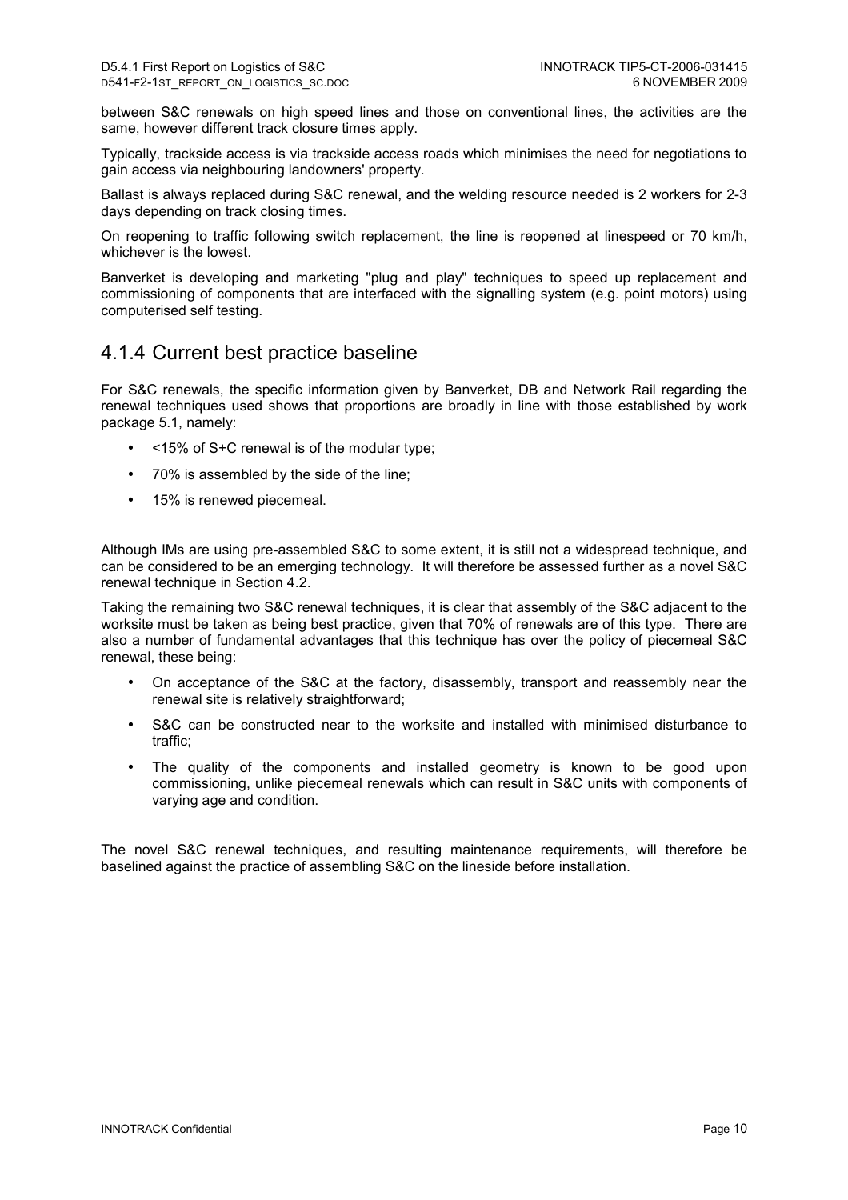between S&C renewals on high speed lines and those on conventional lines, the activities are the same, however different track closure times apply.

Typically, trackside access is via trackside access roads which minimises the need for negotiations to gain access via neighbouring landowners' property.

Ballast is always replaced during S&C renewal, and the welding resource needed is 2 workers for 2-3 days depending on track closing times.

On reopening to traffic following switch replacement, the line is reopened at linespeed or 70 km/h, whichever is the lowest.

Banverket is developing and marketing "plug and play" techniques to speed up replacement and commissioning of components that are interfaced with the signalling system (e.g. point motors) using computerised self testing.

## 4.1.4 Current best practice baseline

For S&C renewals, the specific information given by Banverket, DB and Network Rail regarding the renewal techniques used shows that proportions are broadly in line with those established by work package 5.1, namely:

- <15% of S+C renewal is of the modular type;
- 70% is assembled by the side of the line;
- 15% is renewed piecemeal.

Although IMs are using pre-assembled S&C to some extent, it is still not a widespread technique, and can be considered to be an emerging technology. It will therefore be assessed further as a novel S&C renewal technique in Section 4.2.

Taking the remaining two S&C renewal techniques, it is clear that assembly of the S&C adjacent to the worksite must be taken as being best practice, given that 70% of renewals are of this type. There are also a number of fundamental advantages that this technique has over the policy of piecemeal S&C renewal, these being:

- On acceptance of the S&C at the factory, disassembly, transport and reassembly near the renewal site is relatively straightforward;
- S&C can be constructed near to the worksite and installed with minimised disturbance to traffic;
- The quality of the components and installed geometry is known to be good upon commissioning, unlike piecemeal renewals which can result in S&C units with components of varying age and condition.

The novel S&C renewal techniques, and resulting maintenance requirements, will therefore be baselined against the practice of assembling S&C on the lineside before installation.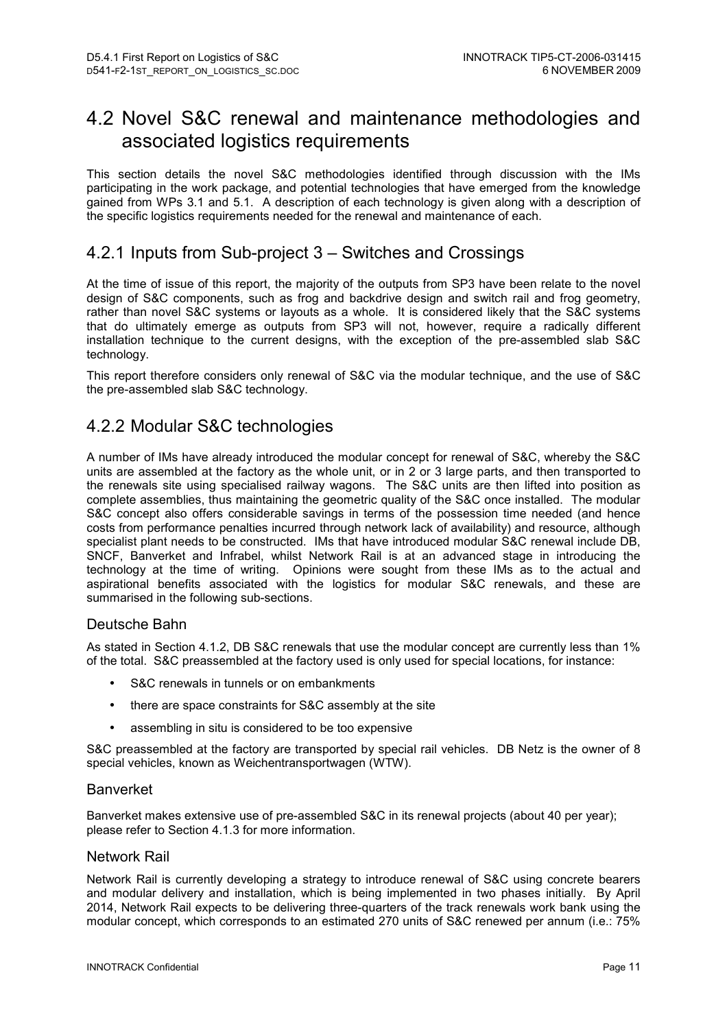# 4.2 Novel S&C renewal and maintenance methodologies and associated logistics requirements

This section details the novel S&C methodologies identified through discussion with the IMs participating in the work package, and potential technologies that have emerged from the knowledge gained from WPs 3.1 and 5.1. A description of each technology is given along with a description of the specific logistics requirements needed for the renewal and maintenance of each.

## 4.2.1 Inputs from Sub-project 3 – Switches and Crossings

At the time of issue of this report, the majority of the outputs from SP3 have been relate to the novel design of S&C components, such as frog and backdrive design and switch rail and frog geometry, rather than novel S&C systems or layouts as a whole. It is considered likely that the S&C systems that do ultimately emerge as outputs from SP3 will not, however, require a radically different installation technique to the current designs, with the exception of the pre-assembled slab S&C technology.

This report therefore considers only renewal of S&C via the modular technique, and the use of S&C the pre-assembled slab S&C technology.

## 4.2.2 Modular S&C technologies

A number of IMs have already introduced the modular concept for renewal of S&C, whereby the S&C units are assembled at the factory as the whole unit, or in 2 or 3 large parts, and then transported to the renewals site using specialised railway wagons. The S&C units are then lifted into position as complete assemblies, thus maintaining the geometric quality of the S&C once installed. The modular S&C concept also offers considerable savings in terms of the possession time needed (and hence costs from performance penalties incurred through network lack of availability) and resource, although specialist plant needs to be constructed. IMs that have introduced modular S&C renewal include DB, SNCF, Banverket and Infrabel, whilst Network Rail is at an advanced stage in introducing the technology at the time of writing. Opinions were sought from these IMs as to the actual and aspirational benefits associated with the logistics for modular S&C renewals, and these are summarised in the following sub-sections.

### Deutsche Bahn

As stated in Section 4.1.2, DB S&C renewals that use the modular concept are currently less than 1% of the total. S&C preassembled at the factory used is only used for special locations, for instance:

- S&C renewals in tunnels or on embankments
- there are space constraints for S&C assembly at the site
- assembling in situ is considered to be too expensive

S&C preassembled at the factory are transported by special rail vehicles. DB Netz is the owner of 8 special vehicles, known as Weichentransportwagen (WTW).

### Banverket

Banverket makes extensive use of pre-assembled S&C in its renewal projects (about 40 per year); please refer to Section 4.1.3 for more information.

### Network Rail

Network Rail is currently developing a strategy to introduce renewal of S&C using concrete bearers and modular delivery and installation, which is being implemented in two phases initially. By April 2014, Network Rail expects to be delivering three-quarters of the track renewals work bank using the modular concept, which corresponds to an estimated 270 units of S&C renewed per annum (i.e.: 75%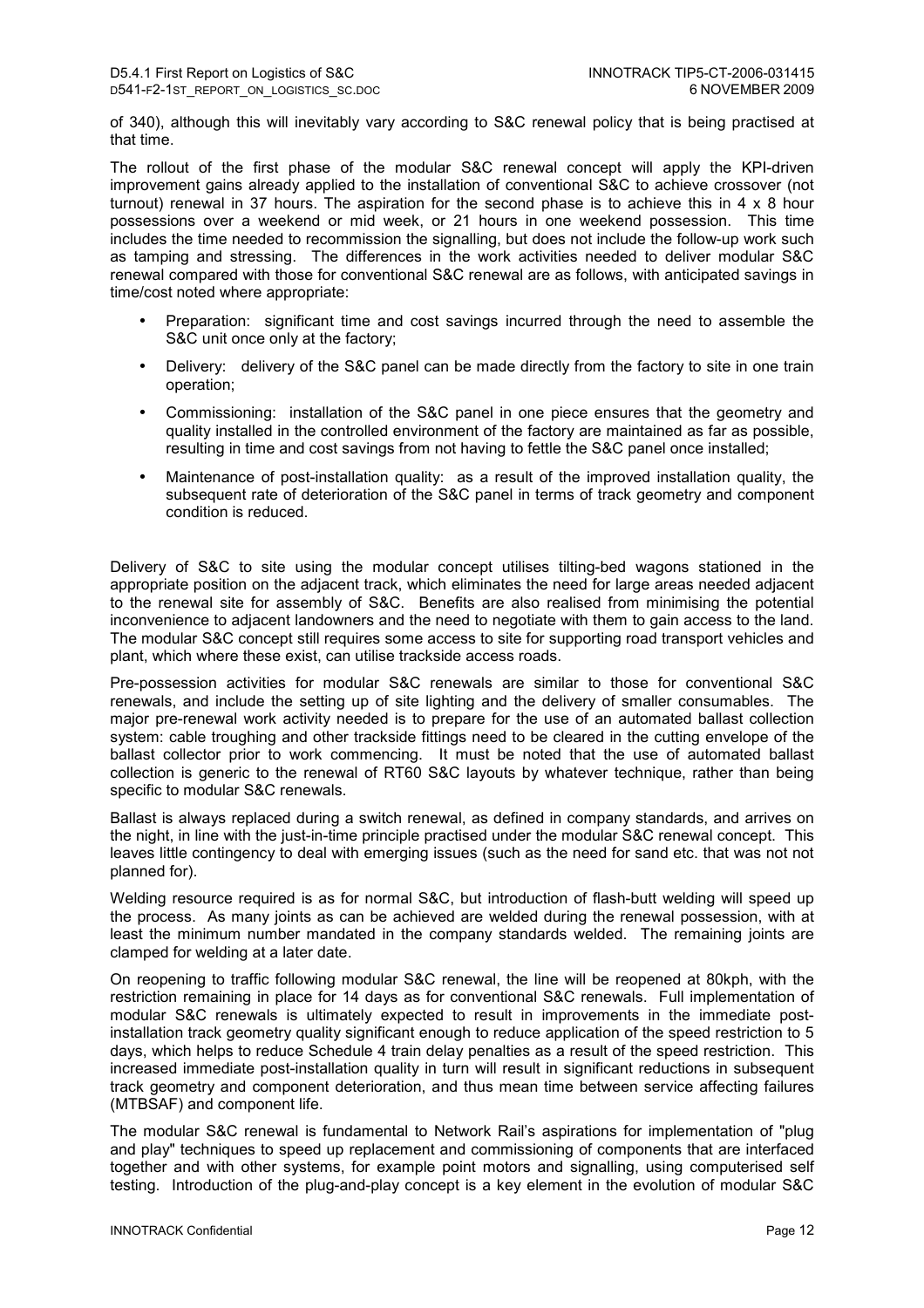of 340), although this will inevitably vary according to S&C renewal policy that is being practised at that time.

The rollout of the first phase of the modular S&C renewal concept will apply the KPI-driven improvement gains already applied to the installation of conventional S&C to achieve crossover (not turnout) renewal in 37 hours. The aspiration for the second phase is to achieve this in 4 x 8 hour possessions over a weekend or mid week, or 21 hours in one weekend possession. This time includes the time needed to recommission the signalling, but does not include the follow-up work such as tamping and stressing. The differences in the work activities needed to deliver modular S&C renewal compared with those for conventional S&C renewal are as follows, with anticipated savings in time/cost noted where appropriate:

- Preparation: significant time and cost savings incurred through the need to assemble the S&C unit once only at the factory;
- Delivery: delivery of the S&C panel can be made directly from the factory to site in one train operation;
- Commissioning: installation of the S&C panel in one piece ensures that the geometry and quality installed in the controlled environment of the factory are maintained as far as possible, resulting in time and cost savings from not having to fettle the S&C panel once installed;
- Maintenance of post-installation quality: as a result of the improved installation quality, the subsequent rate of deterioration of the S&C panel in terms of track geometry and component condition is reduced.

Delivery of S&C to site using the modular concept utilises tilting-bed wagons stationed in the appropriate position on the adjacent track, which eliminates the need for large areas needed adjacent to the renewal site for assembly of S&C. Benefits are also realised from minimising the potential inconvenience to adjacent landowners and the need to negotiate with them to gain access to the land. The modular S&C concept still requires some access to site for supporting road transport vehicles and plant, which where these exist, can utilise trackside access roads.

Pre-possession activities for modular S&C renewals are similar to those for conventional S&C renewals, and include the setting up of site lighting and the delivery of smaller consumables. The major pre-renewal work activity needed is to prepare for the use of an automated ballast collection system: cable troughing and other trackside fittings need to be cleared in the cutting envelope of the ballast collector prior to work commencing. It must be noted that the use of automated ballast collection is generic to the renewal of RT60 S&C layouts by whatever technique, rather than being specific to modular S&C renewals.

Ballast is always replaced during a switch renewal, as defined in company standards, and arrives on the night, in line with the just-in-time principle practised under the modular S&C renewal concept. This leaves little contingency to deal with emerging issues (such as the need for sand etc. that was not not planned for).

Welding resource required is as for normal S&C, but introduction of flash-butt welding will speed up the process. As many joints as can be achieved are welded during the renewal possession, with at least the minimum number mandated in the company standards welded. The remaining joints are clamped for welding at a later date.

On reopening to traffic following modular S&C renewal, the line will be reopened at 80kph, with the restriction remaining in place for 14 days as for conventional S&C renewals. Full implementation of modular S&C renewals is ultimately expected to result in improvements in the immediate post-installation track geometry quality significant enough to reduce application of the speed restriction to 5 days, which helps to reduce Schedule 4 train delay penalties as a result of the speed restriction. This increased immediate post-installation quality in turn will result in significant reductions in subsequent track geometry and component deterioration, and thus mean time between service affecting failures (MTBSAF) and component life.

The modular S&C renewal is fundamental to Network Rail's aspirations for implementation of "plug and play" techniques to speed up replacement and commissioning of components that are interfaced together and with other systems, for example point motors and signalling, using computerised self testing. Introduction of the plug-and-play concept is a key element in the evolution of modular S&C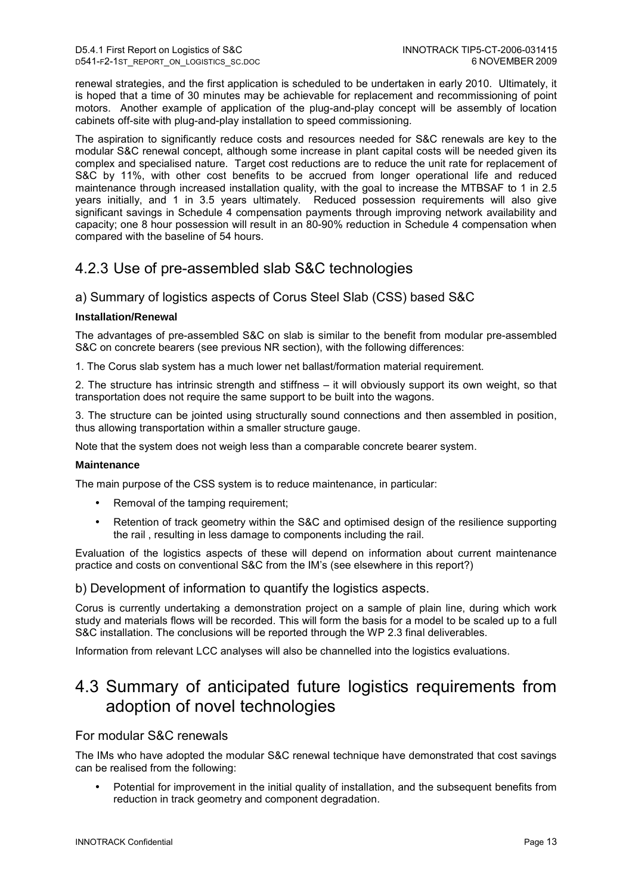renewal strategies, and the first application is scheduled to be undertaken in early 2010. Ultimately, it is hoped that a time of 30 minutes may be achievable for replacement and recommissioning of point motors. Another example of application of the plug-and-play concept will be assembly of location cabinets off-site with plug-and-play installation to speed commissioning.

The aspiration to significantly reduce costs and resources needed for S&C renewals are key to the modular S&C renewal concept, although some increase in plant capital costs will be needed given its complex and specialised nature. Target cost reductions are to reduce the unit rate for replacement of S&C by 11%, with other cost benefits to be accrued from longer operational life and reduced maintenance through increased installation quality, with the goal to increase the MTBSAF to 1 in 2.5 years initially, and 1 in 3.5 years ultimately. Reduced possession requirements will also give significant savings in Schedule 4 compensation payments through improving network availability and capacity; one 8 hour possession will result in an 80-90% reduction in Schedule 4 compensation when compared with the baseline of 54 hours.

## 4.2.3 Use of pre-assembled slab S&C technologies

### a) Summary of logistics aspects of Corus Steel Slab (CSS) based S&C

**Installation/Renewal**

The advantages of pre-assembled S&C on slab is similar to the benefit from modular pre-assembled S&C on concrete bearers (see previous NR section), with the following differences:

1. The Corus slab system has a much lower net ballast/formation material requirement.

2. The structure has intrinsic strength and stiffness – it will obviously support its own weight, so that transportation does not require the same support to be built into the wagons.

3. The structure can be jointed using structurally sound connections and then assembled in position, thus allowing transportation within a smaller structure gauge.

Note that the system does not weigh less than a comparable concrete bearer system.

**Maintenance**

The main purpose of the CSS system is to reduce maintenance, in particular:

- Removal of the tamping requirement;
- Retention of track geometry within the S&C and optimised design of the resilience supporting the rail , resulting in less damage to components including the rail.

Evaluation of the logistics aspects of these will depend on information about current maintenance practice and costs on conventional S&C from the IM's (see elsewhere in this report?)

### b) Development of information to quantify the logistics aspects.

Corus is currently undertaking a demonstration project on a sample of plain line, during which work study and materials flows will be recorded. This will form the basis for a model to be scaled up to a full S&C installation. The conclusions will be reported through the WP 2.3 final deliverables.

Information from relevant LCC analyses will also be channelled into the logistics evaluations.

# 4.3 Summary of anticipated future logistics requirements from adoption of novel technologies

### For modular S&C renewals

The IMs who have adopted the modular S&C renewal technique have demonstrated that cost savings can be realised from the following:

- Potential for improvement in the initial quality of installation, and the subsequent benefits from reduction in track geometry and component degradation.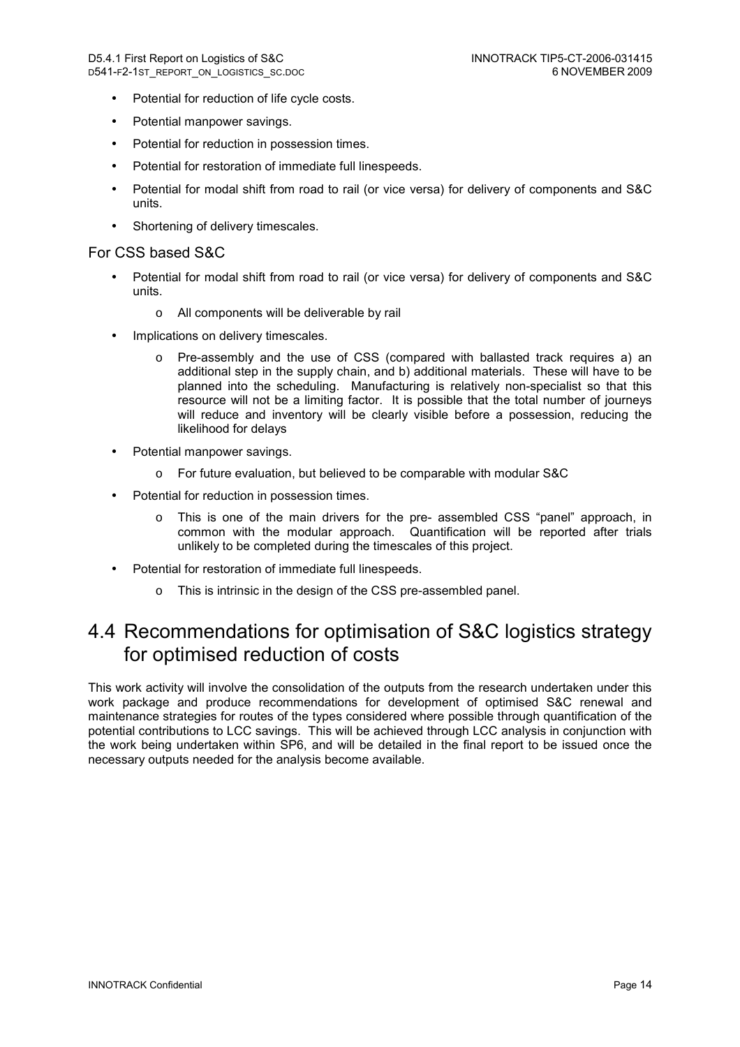- Potential for reduction of life cycle costs.
- Potential manpower savings.
- Potential for reduction in possession times.
- Potential for restoration of immediate full linespeeds.
- Potential for modal shift from road to rail (or vice versa) for delivery of components and S&C units.
- Shortening of delivery timescales.

For CSS based S&C

- Potential for modal shift from road to rail (or vice versa) for delivery of components and S&C units.
    - All components will be deliverable by rail
- Implications on delivery timescales.
    - Pre-assembly and the use of CSS (compared with ballasted track requires a) an additional step in the supply chain, and b) additional materials. These will have to be planned into the scheduling. Manufacturing is relatively non-specialist so that this resource will not be a limiting factor. It is possible that the total number of journeys will reduce and inventory will be clearly visible before a possession, reducing the likelihood for delays
- Potential manpower savings.
    - For future evaluation, but believed to be comparable with modular S&C
- Potential for reduction in possession times.
    - This is one of the main drivers for the pre- assembled CSS "panel" approach, in common with the modular approach. Quantification will be reported after trials unlikely to be completed during the timescales of this project.
- Potential for restoration of immediate full linespeeds.
    - This is intrinsic in the design of the CSS pre-assembled panel.

## 4.4 Recommendations for optimisation of S&C logistics strategy for optimised reduction of costs

This work activity will involve the consolidation of the outputs from the research undertaken under this work package and produce recommendations for development of optimised S&C renewal and maintenance strategies for routes of the types considered where possible through quantification of the potential contributions to LCC savings. This will be achieved through LCC analysis in conjunction with the work being undertaken within SP6, and will be detailed in the final report to be issued once the necessary outputs needed for the analysis become available.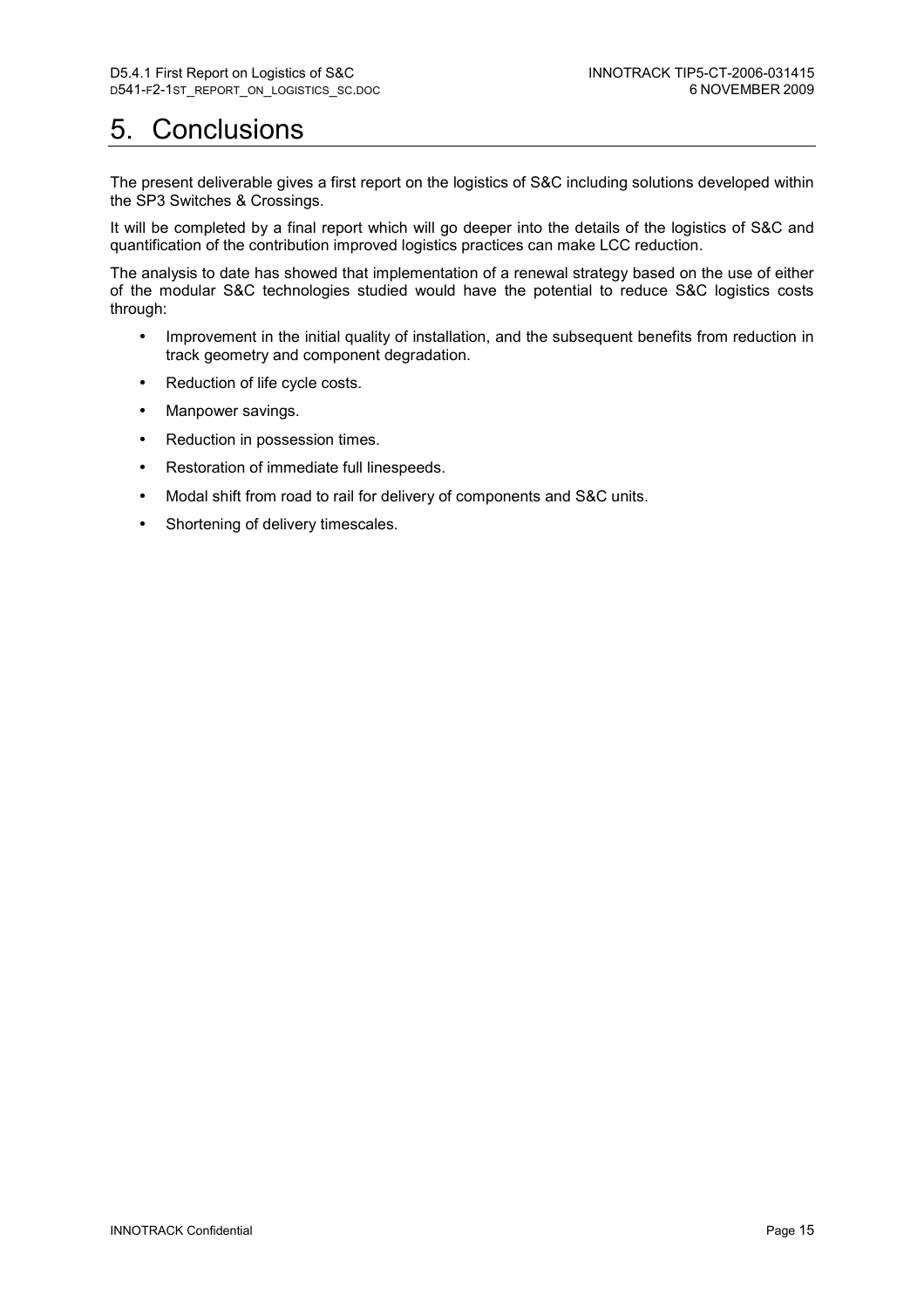# 5. Conclusions

The present deliverable gives a first report on the logistics of S&C including solutions developed within the SP3 Switches & Crossings.

It will be completed by a final report which will go deeper into the details of the logistics of S&C and quantification of the contribution improved logistics practices can make LCC reduction.

The analysis to date has showed that implementation of a renewal strategy based on the use of either of the modular S&C technologies studied would have the potential to reduce S&C logistics costs through:

- Improvement in the initial quality of installation, and the subsequent benefits from reduction in track geometry and component degradation.
- Reduction of life cycle costs.
- Manpower savings.
- Reduction in possession times.
- Restoration of immediate full linespeeds.
- Modal shift from road to rail for delivery of components and S&C units.
- Shortening of delivery timescales.